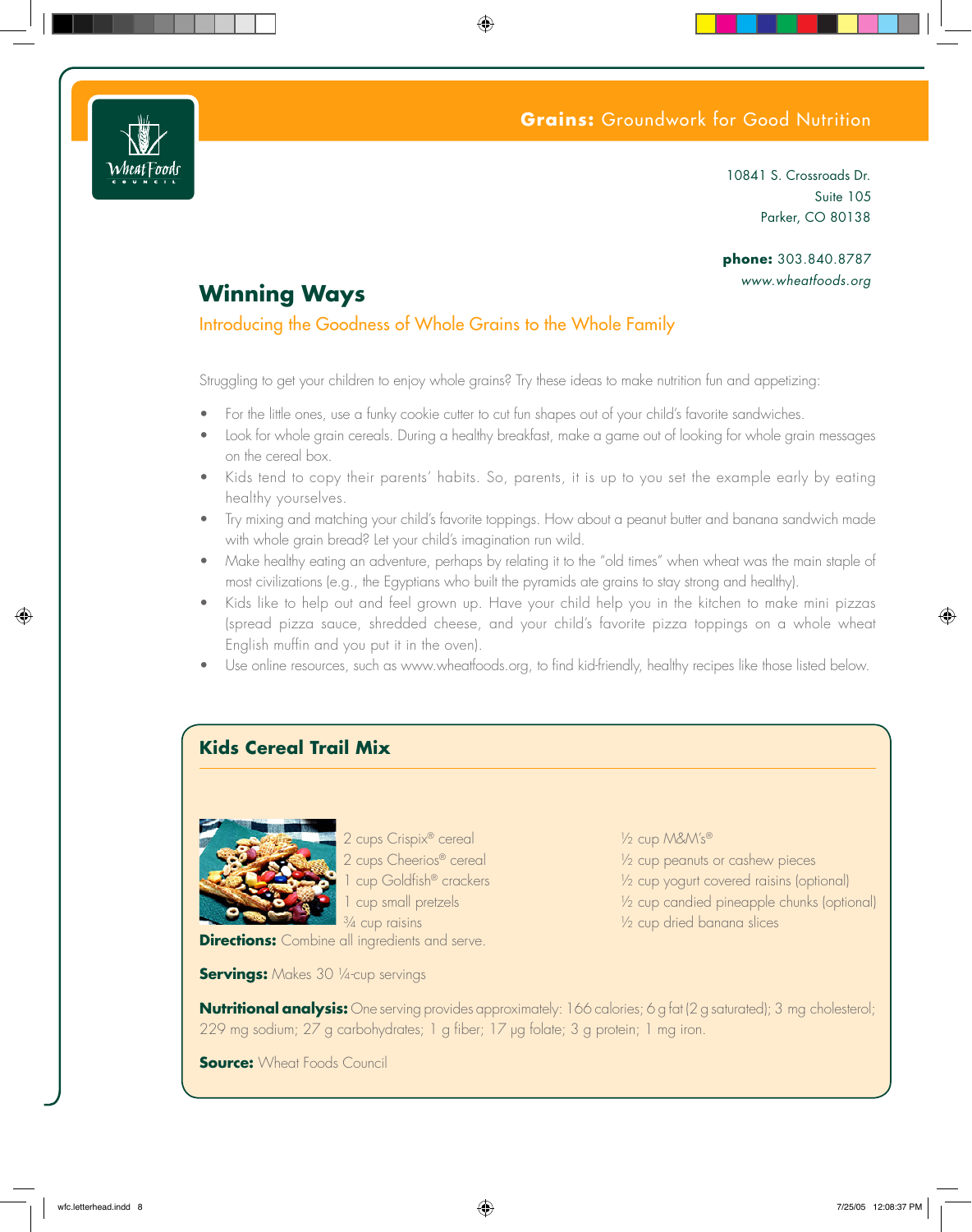**Grains:** Groundwork for Good Nutrition

10841 S. Crossroads Dr.
Suite 105
Parker, CO 80138

**phone:** 303.840.8787
*www.wheatfoods.org*

# Winning Ways

## Introducing the Goodness of Whole Grains to the Whole Family

Struggling to get your children to enjoy whole grains? Try these ideas to make nutrition fun and appetizing:

- For the little ones, use a funky cookie cutter to cut fun shapes out of your child's favorite sandwiches.
- Look for whole grain cereals. During a healthy breakfast, make a game out of looking for whole grain messages on the cereal box.
- Kids tend to copy their parents' habits. So, parents, it is up to you set the example early by eating healthy yourselves.
- Try mixing and matching your child's favorite toppings. How about a peanut butter and banana sandwich made with whole grain bread? Let your child's imagination run wild.
- Make healthy eating an adventure, perhaps by relating it to the "old times" when wheat was the main staple of most civilizations (e.g., the Egyptians who built the pyramids ate grains to stay strong and healthy).
- Kids like to help out and feel grown up. Have your child help you in the kitchen to make mini pizzas (spread pizza sauce, shredded cheese, and your child's favorite pizza toppings on a whole wheat English muffin and you put it in the oven).
- Use online resources, such as www.wheatfoods.org, to find kid-friendly, healthy recipes like those listed below.

## Kids Cereal Trail Mix

2 cups Crispix® cereal
2 cups Cheerios® cereal
1 cup Goldfish® crackers
1 cup small pretzels
¾ cup raisins
½ cup M&M's®
½ cup peanuts or cashew pieces
½ cup yogurt covered raisins (optional)
½ cup candied pineapple chunks (optional)
½ cup dried banana slices

**Directions:** Combine all ingredients and serve.

**Servings:** Makes 30 ¼-cup servings

**Nutritional analysis:** One serving provides approximately: 166 calories; 6 g fat (2 g saturated); 3 mg cholesterol; 229 mg sodium; 27 g carbohydrates; 1 g fiber; 17 µg folate; 3 g protein; 1 mg iron.

**Source:** Wheat Foods Council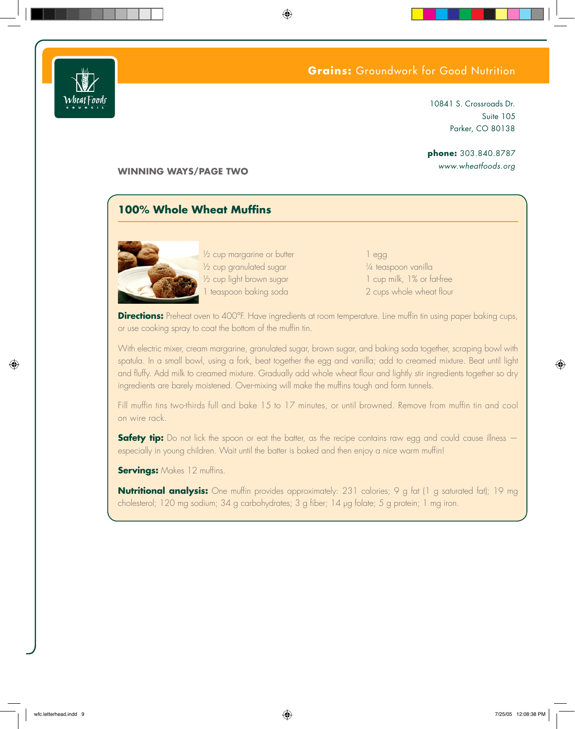**Grains:** Groundwork for Good Nutrition

10841 S. Crossroads Dr.
Suite 105
Parker, CO 80138

**phone:** 303.840.8787
*www.wheatfoods.org*

**WINNING WAYS/PAGE TWO**

## 100% Whole Wheat Muffins

- ½ cup margarine or butter
- ½ cup granulated sugar
- ½ cup light brown sugar
- 1 teaspoon baking soda
- 1 egg
- ¼ teaspoon vanilla
- 1 cup milk, 1% or fat-free
- 2 cups whole wheat flour

**Directions:** Preheat oven to 400°F. Have ingredients at room temperature. Line muffin tin using paper baking cups, or use cooking spray to coat the bottom of the muffin tin.

With electric mixer, cream margarine, granulated sugar, brown sugar, and baking soda together, scraping bowl with spatula. In a small bowl, using a fork, beat together the egg and vanilla; add to creamed mixture. Beat until light and fluffy. Add milk to creamed mixture. Gradually add whole wheat flour and lightly stir ingredients together so dry ingredients are barely moistened. Over-mixing will make the muffins tough and form tunnels.

Fill muffin tins two-thirds full and bake 15 to 17 minutes, or until browned. Remove from muffin tin and cool on wire rack.

**Safety tip:** Do not lick the spoon or eat the batter, as the recipe contains raw egg and could cause illness — especially in young children. Wait until the batter is baked and then enjoy a nice warm muffin!

**Servings:** Makes 12 muffins.

**Nutritional analysis:** One muffin provides approximately: 231 calories; 9 g fat (1 g saturated fat); 19 mg cholesterol; 120 mg sodium; 34 g carbohydrates; 3 g fiber; 14 µg folate; 5 g protein; 1 mg iron.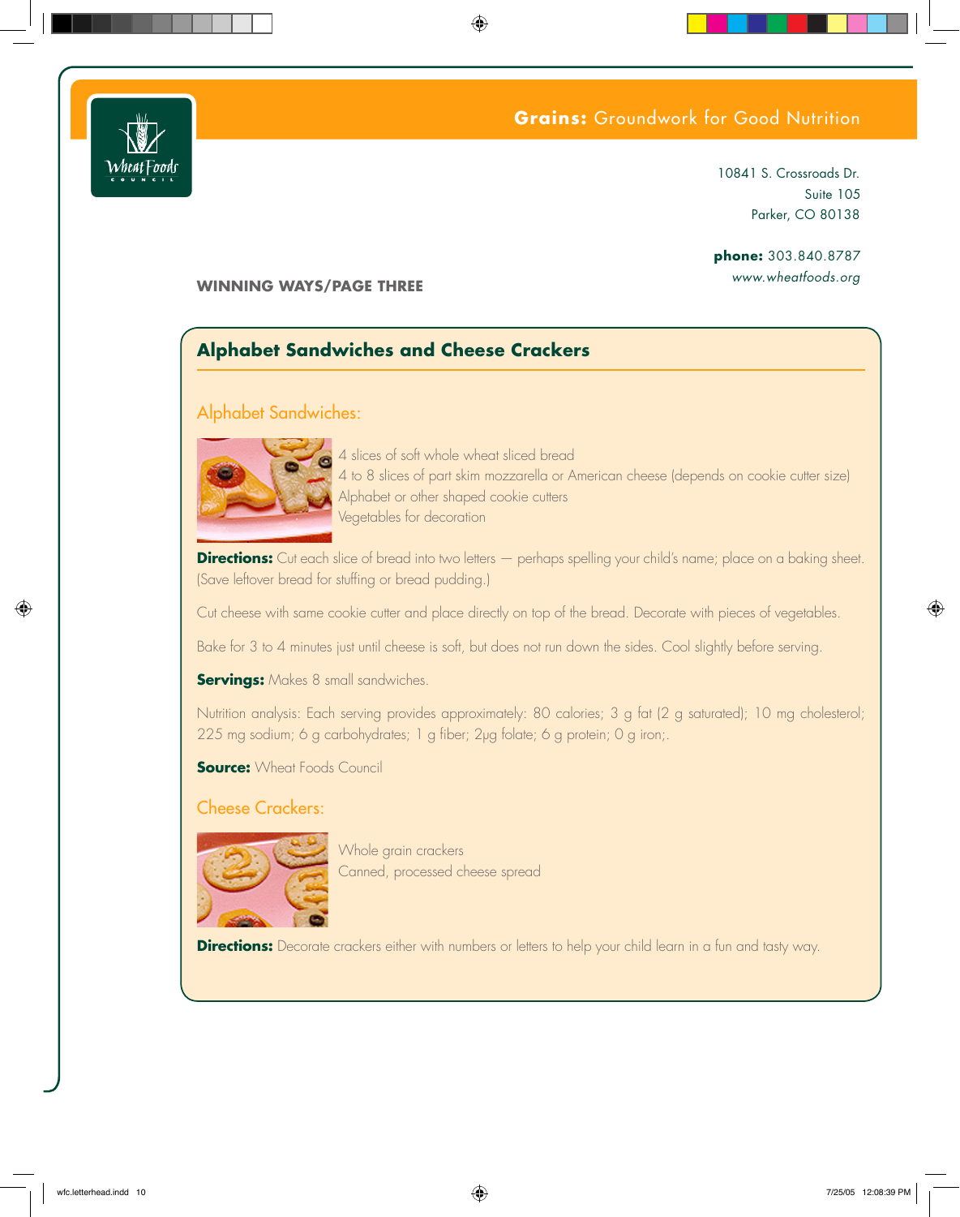**Grains:** Groundwork for Good Nutrition

10841 S. Crossroads Dr.
Suite 105
Parker, CO 80138

**phone:** 303.840.8787
*www.wheatfoods.org*

**WINNING WAYS/PAGE THREE**

## Alphabet Sandwiches and Cheese Crackers

### Alphabet Sandwiches:

4 slices of soft whole wheat sliced bread
4 to 8 slices of part skim mozzarella or American cheese (depends on cookie cutter size)
Alphabet or other shaped cookie cutters
Vegetables for decoration

**Directions:** Cut each slice of bread into two letters — perhaps spelling your child's name; place on a baking sheet. (Save leftover bread for stuffing or bread pudding.)

Cut cheese with same cookie cutter and place directly on top of the bread. Decorate with pieces of vegetables.

Bake for 3 to 4 minutes just until cheese is soft, but does not run down the sides. Cool slightly before serving.

**Servings:** Makes 8 small sandwiches.

Nutrition analysis: Each serving provides approximately: 80 calories; 3 g fat (2 g saturated); 10 mg cholesterol; 225 mg sodium; 6 g carbohydrates; 1 g fiber; 2µg folate; 6 g protein; 0 g iron;.

**Source:** Wheat Foods Council

### Cheese Crackers:

Whole grain crackers
Canned, processed cheese spread

**Directions:** Decorate crackers either with numbers or letters to help your child learn in a fun and tasty way.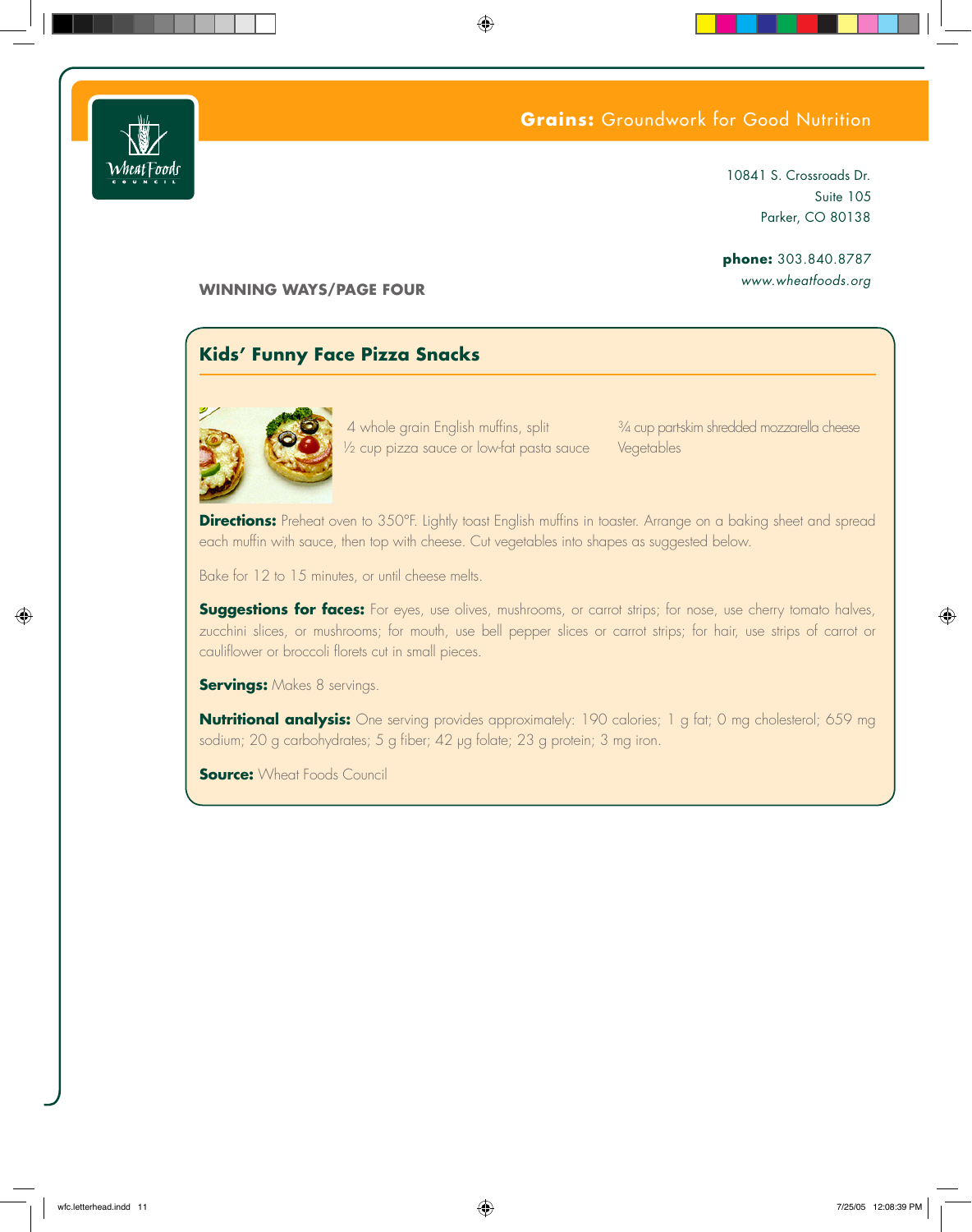**Grains:** Groundwork for Good Nutrition

10841 S. Crossroads Dr.
Suite 105
Parker, CO 80138

**phone:** 303.840.8787
*www.wheatfoods.org*

**WINNING WAYS/PAGE FOUR**

## Kids' Funny Face Pizza Snacks

- 4 whole grain English muffins, split
- ½ cup pizza sauce or low-fat pasta sauce
- ¾ cup part-skim shredded mozzarella cheese
- Vegetables

**Directions:** Preheat oven to 350°F. Lightly toast English muffins in toaster. Arrange on a baking sheet and spread each muffin with sauce, then top with cheese. Cut vegetables into shapes as suggested below.

Bake for 12 to 15 minutes, or until cheese melts.

**Suggestions for faces:** For eyes, use olives, mushrooms, or carrot strips; for nose, use cherry tomato halves, zucchini slices, or mushrooms; for mouth, use bell pepper slices or carrot strips; for hair, use strips of carrot or cauliflower or broccoli florets cut in small pieces.

**Servings:** Makes 8 servings.

**Nutritional analysis:** One serving provides approximately: 190 calories; 1 g fat; 0 mg cholesterol; 659 mg sodium; 20 g carbohydrates; 5 g fiber; 42 µg folate; 23 g protein; 3 mg iron.

**Source:** Wheat Foods Council